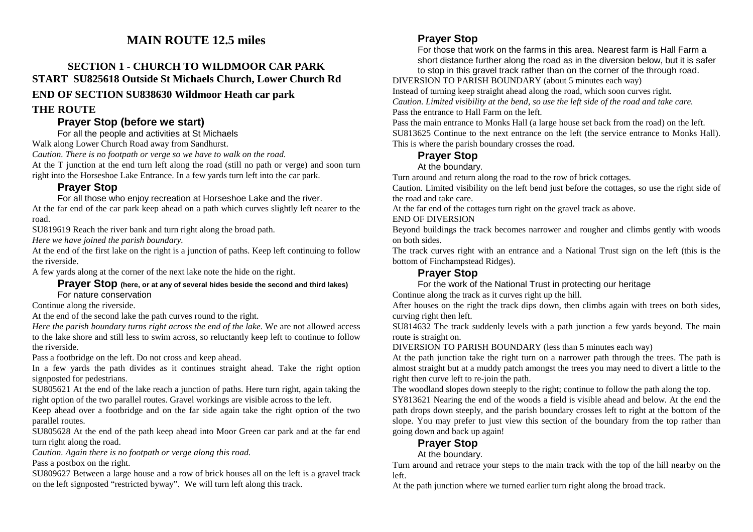# MAIN ROUTE 12.5 miles

## SECTION 1 - CHURCH TO WILDMOOR CAR PARK

**START SU825618 Outside St Michaels Church, Lower Church Rd**

**END OF SECTION SU838630 Wildmoor Heath car park**

## THE ROUTE

### Prayer Stop (before we start)

For all the people and activities at St Michaels

Walk along Lower Church Road away from Sandhurst.

*Caution. There is no footpath or verge so we have to walk on the road.*

At the T junction at the end turn left along the road (still no path or verge) and soon turn right into the Horseshoe Lake Entrance. In a few yards turn left into the car park.

### Prayer Stop

For all those who enjoy recreation at Horseshoe Lake and the river.

At the far end of the car park keep ahead on a path which curves slightly left nearer to the road.

SU819619 Reach the river bank and turn right along the broad path.

*Here we have joined the parish boundary.*

At the end of the first lake on the right is a junction of paths. Keep left continuing to follow the riverside.

A few yards along at the corner of the next lake note the hide on the right.

### Prayer Stop (here, or at any of several hides beside the second and third lakes)

For nature conservation

Continue along the riverside.

At the end of the second lake the path curves round to the right.

*Here the parish boundary turns right across the end of the lake.* We are not allowed access to the lake shore and still less to swim across, so reluctantly keep left to continue to follow the riverside.

Pass a footbridge on the left. Do not cross and keep ahead.

In a few yards the path divides as it continues straight ahead. Take the right option signposted for pedestrians.

SU805621 At the end of the lake reach a junction of paths. Here turn right, again taking the right option of the two parallel routes. Gravel workings are visible across to the left.

Keep ahead over a footbridge and on the far side again take the right option of the two parallel routes.

SU805628 At the end of the path keep ahead into Moor Green car park and at the far end turn right along the road.

*Caution. Again there is no footpath or verge along this road.*

Pass a postbox on the right.

SU809627 Between a large house and a row of brick houses all on the left is a gravel track on the left signposted "restricted byway". We will turn left along this track.

### Prayer Stop

For those that work on the farms in this area. Nearest farm is Hall Farm a short distance further along the road as in the diversion below, but it is safer to stop in this gravel track rather than on the corner of the through road.

DIVERSION TO PARISH BOUNDARY (about 5 minutes each way)

Instead of turning keep straight ahead along the road, which soon curves right.

*Caution. Limited visibility at the bend, so use the left side of the road and take care.*

Pass the entrance to Hall Farm on the left.

Pass the main entrance to Monks Hall (a large house set back from the road) on the left.

SU813625 Continue to the next entrance on the left (the service entrance to Monks Hall). This is where the parish boundary crosses the road.

### Prayer Stop

At the boundary.

Turn around and return along the road to the row of brick cottages.

Caution. Limited visibility on the left bend just before the cottages, so use the right side of the road and take care.

At the far end of the cottages turn right on the gravel track as above.

END OF DIVERSION

Beyond buildings the track becomes narrower and rougher and climbs gently with woods on both sides.

The track curves right with an entrance and a National Trust sign on the left (this is the bottom of Finchampstead Ridges).

### Prayer Stop

For the work of the National Trust in protecting our heritage

Continue along the track as it curves right up the hill.

After houses on the right the track dips down, then climbs again with trees on both sides, curving right then left.

SU814632 The track suddenly levels with a path junction a few yards beyond. The main route is straight on.

DIVERSION TO PARISH BOUNDARY (less than 5 minutes each way)

At the path junction take the right turn on a narrower path through the trees. The path is almost straight but at a muddy patch amongst the trees you may need to divert a little to the right then curve left to re-join the path.

The woodland slopes down steeply to the right; continue to follow the path along the top.

SY813621 Nearing the end of the woods a field is visible ahead and below. At the end the path drops down steeply, and the parish boundary crosses left to right at the bottom of the slope. You may prefer to just view this section of the boundary from the top rather than going down and back up again!

### Prayer Stop

At the boundary.

Turn around and retrace your steps to the main track with the top of the hill nearby on the left.

At the path junction where we turned earlier turn right along the broad track.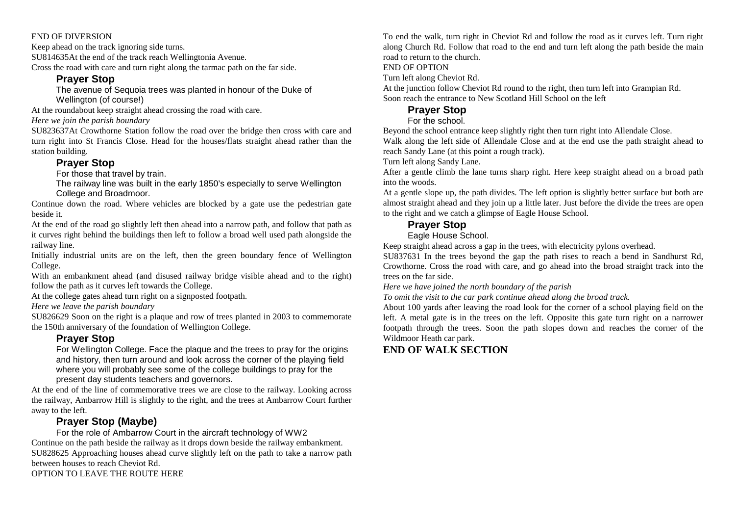END OF DIVERSION

Keep ahead on the track ignoring side turns.

SU814635At the end of the track reach Wellingtonia Avenue.

Cross the road with care and turn right along the tarmac path on the far side.

### Prayer Stop

The avenue of Sequoia trees was planted in honour of the Duke of Wellington (of course!)

At the roundabout keep straight ahead crossing the road with care.

*Here we join the parish boundary*

SU823637At Crowthorne Station follow the road over the bridge then cross with care and turn right into St Francis Close. Head for the houses/flats straight ahead rather than the station building.

### Prayer Stop

For those that travel by train.

The railway line was built in the early 1850's especially to serve Wellington College and Broadmoor.

Continue down the road. Where vehicles are blocked by a gate use the pedestrian gate beside it.

At the end of the road go slightly left then ahead into a narrow path, and follow that path as it curves right behind the buildings then left to follow a broad well used path alongside the railway line.

Initially industrial units are on the left, then the green boundary fence of Wellington College.

With an embankment ahead (and disused railway bridge visible ahead and to the right) follow the path as it curves left towards the College.

At the college gates ahead turn right on a signposted footpath.

*Here we leave the parish boundary*

SU826629 Soon on the right is a plaque and row of trees planted in 2003 to commemorate the 150th anniversary of the foundation of Wellington College.

### Prayer Stop

For Wellington College. Face the plaque and the trees to pray for the origins and history, then turn around and look across the corner of the playing field where you will probably see some of the college buildings to pray for the present day students teachers and governors.

At the end of the line of commemorative trees we are close to the railway. Looking across the railway, Ambarrow Hill is slightly to the right, and the trees at Ambarrow Court further away to the left.

### Prayer Stop (Maybe)

For the role of Ambarrow Court in the aircraft technology of WW2

Continue on the path beside the railway as it drops down beside the railway embankment.

SU828625 Approaching houses ahead curve slightly left on the path to take a narrow path between houses to reach Cheviot Rd.

OPTION TO LEAVE THE ROUTE HERE

To end the walk, turn right in Cheviot Rd and follow the road as it curves left. Turn right along Church Rd. Follow that road to the end and turn left along the path beside the main road to return to the church.

END OF OPTION

Turn left along Cheviot Rd.

At the junction follow Cheviot Rd round to the right, then turn left into Grampian Rd.

Soon reach the entrance to New Scotland Hill School on the left

### Prayer Stop

For the school.

Beyond the school entrance keep slightly right then turn right into Allendale Close.

Walk along the left side of Allendale Close and at the end use the path straight ahead to reach Sandy Lane (at this point a rough track).

Turn left along Sandy Lane.

After a gentle climb the lane turns sharp right. Here keep straight ahead on a broad path into the woods.

At a gentle slope up, the path divides. The left option is slightly better surface but both are almost straight ahead and they join up a little later. Just before the divide the trees are open to the right and we catch a glimpse of Eagle House School.

### Prayer Stop

Eagle House School.

Keep straight ahead across a gap in the trees, with electricity pylons overhead.

SU837631 In the trees beyond the gap the path rises to reach a bend in Sandhurst Rd, Crowthorne. Cross the road with care, and go ahead into the broad straight track into the trees on the far side.

*Here we have joined the north boundary of the parish*

*To omit the visit to the car park continue ahead along the broad track.*

About 100 yards after leaving the road look for the corner of a school playing field on the left. A metal gate is in the trees on the left. Opposite this gate turn right on a narrower footpath through the trees. Soon the path slopes down and reaches the corner of the Wildmoor Heath car park.

**END OF WALK SECTION**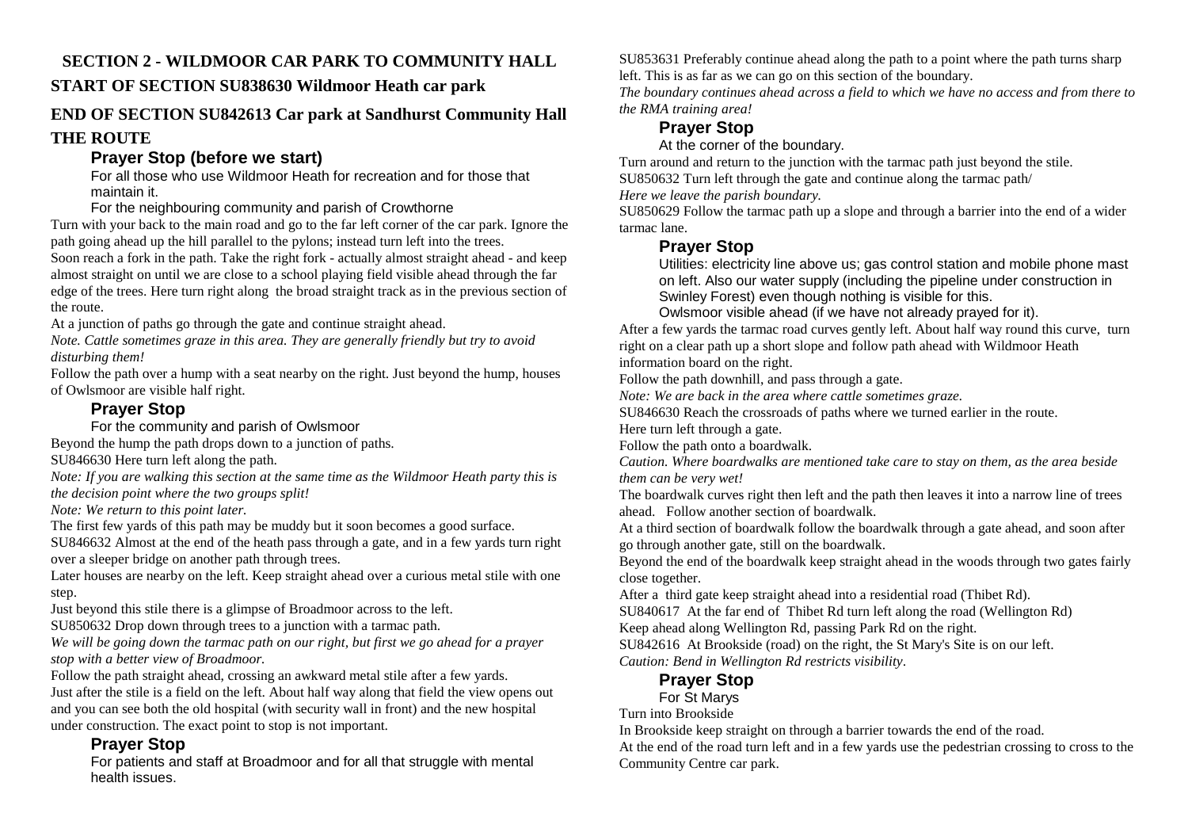## SECTION 2 - WILDMOOR CAR PARK TO COMMUNITY HALL

**START OF SECTION SU838630 Wildmoor Heath car park**

**END OF SECTION SU842613 Car park at Sandhurst Community Hall**

### THE ROUTE

#### Prayer Stop (before we start)

For all those who use Wildmoor Heath for recreation and for those that maintain it.

For the neighbouring community and parish of Crowthorne

Turn with your back to the main road and go to the far left corner of the car park. Ignore the path going ahead up the hill parallel to the pylons; instead turn left into the trees.

Soon reach a fork in the path. Take the right fork - actually almost straight ahead - and keep almost straight on until we are close to a school playing field visible ahead through the far edge of the trees. Here turn right along the broad straight track as in the previous section of the route.

At a junction of paths go through the gate and continue straight ahead.

*Note. Cattle sometimes graze in this area. They are generally friendly but try to avoid disturbing them!*

Follow the path over a hump with a seat nearby on the right. Just beyond the hump, houses of Owlsmoor are visible half right.

#### Prayer Stop

For the community and parish of Owlsmoor

Beyond the hump the path drops down to a junction of paths.

SU846630 Here turn left along the path.

*Note: If you are walking this section at the same time as the Wildmoor Heath party this is the decision point where the two groups split!*

*Note: We return to this point later.*

The first few yards of this path may be muddy but it soon becomes a good surface.

SU846632 Almost at the end of the heath pass through a gate, and in a few yards turn right over a sleeper bridge on another path through trees.

Later houses are nearby on the left. Keep straight ahead over a curious metal stile with one step.

Just beyond this stile there is a glimpse of Broadmoor across to the left.

SU850632 Drop down through trees to a junction with a tarmac path.

*We will be going down the tarmac path on our right, but first we go ahead for a prayer stop with a better view of Broadmoor.*

Follow the path straight ahead, crossing an awkward metal stile after a few yards.

Just after the stile is a field on the left. About half way along that field the view opens out and you can see both the old hospital (with security wall in front) and the new hospital under construction. The exact point to stop is not important.

#### Prayer Stop

For patients and staff at Broadmoor and for all that struggle with mental health issues.

SU853631 Preferably continue ahead along the path to a point where the path turns sharp left. This is as far as we can go on this section of the boundary.

*The boundary continues ahead across a field to which we have no access and from there to the RMA training area!*

#### Prayer Stop

At the corner of the boundary.

Turn around and return to the junction with the tarmac path just beyond the stile.

SU850632 Turn left through the gate and continue along the tarmac path/

*Here we leave the parish boundary.*

SU850629 Follow the tarmac path up a slope and through a barrier into the end of a wider tarmac lane.

#### Prayer Stop

Utilities: electricity line above us; gas control station and mobile phone mast on left. Also our water supply (including the pipeline under construction in Swinley Forest) even though nothing is visible for this.

Owlsmoor visible ahead (if we have not already prayed for it).

After a few yards the tarmac road curves gently left. About half way round this curve, turn right on a clear path up a short slope and follow path ahead with Wildmoor Heath information board on the right.

Follow the path downhill, and pass through a gate.

*Note: We are back in the area where cattle sometimes graze.*

SU846630 Reach the crossroads of paths where we turned earlier in the route.

Here turn left through a gate.

Follow the path onto a boardwalk.

*Caution. Where boardwalks are mentioned take care to stay on them, as the area beside them can be very wet!*

The boardwalk curves right then left and the path then leaves it into a narrow line of trees ahead. Follow another section of boardwalk.

At a third section of boardwalk follow the boardwalk through a gate ahead, and soon after go through another gate, still on the boardwalk.

Beyond the end of the boardwalk keep straight ahead in the woods through two gates fairly close together.

After a third gate keep straight ahead into a residential road (Thibet Rd).

SU840617 At the far end of Thibet Rd turn left along the road (Wellington Rd)

Keep ahead along Wellington Rd, passing Park Rd on the right.

SU842616 At Brookside (road) on the right, the St Mary's Site is on our left.

*Caution: Bend in Wellington Rd restricts visibility*.

#### Prayer Stop

For St Marys

Turn into Brookside

In Brookside keep straight on through a barrier towards the end of the road.

At the end of the road turn left and in a few yards use the pedestrian crossing to cross to the Community Centre car park.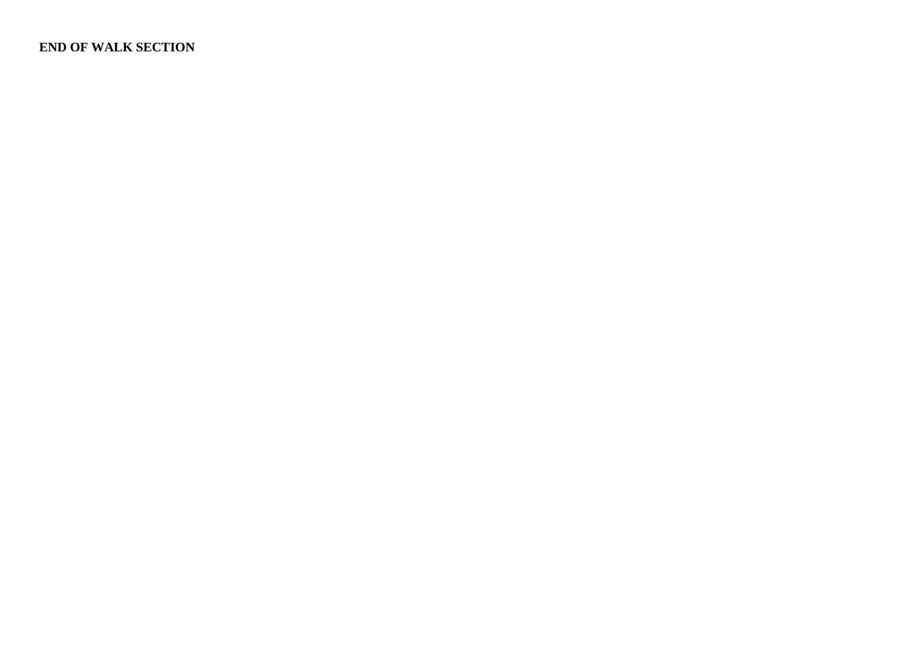**END OF WALK SECTION**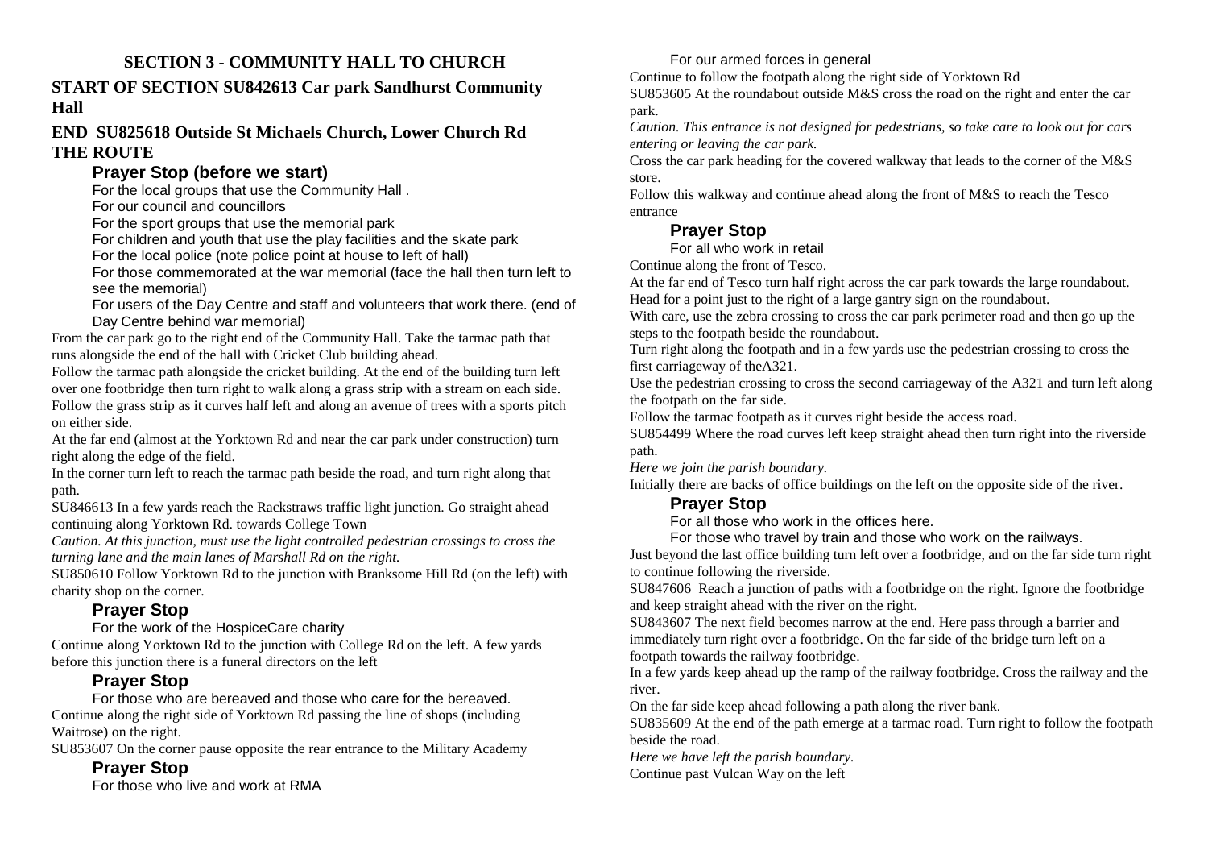## SECTION 3 - COMMUNITY HALL TO CHURCH

### START OF SECTION SU842613 Car park Sandhurst Community Hall

### END SU825618 Outside St Michaels Church, Lower Church Rd

### THE ROUTE

#### Prayer Stop (before we start)

For the local groups that use the Community Hall .

For our council and councillors

For the sport groups that use the memorial park

For children and youth that use the play facilities and the skate park

For the local police (note police point at house to left of hall)

For those commemorated at the war memorial (face the hall then turn left to see the memorial)

For users of the Day Centre and staff and volunteers that work there. (end of Day Centre behind war memorial)

From the car park go to the right end of the Community Hall. Take the tarmac path that runs alongside the end of the hall with Cricket Club building ahead.

Follow the tarmac path alongside the cricket building. At the end of the building turn left over one footbridge then turn right to walk along a grass strip with a stream on each side.

Follow the grass strip as it curves half left and along an avenue of trees with a sports pitch on either side.

At the far end (almost at the Yorktown Rd and near the car park under construction) turn right along the edge of the field.

In the corner turn left to reach the tarmac path beside the road, and turn right along that path.

SU846613 In a few yards reach the Rackstraws traffic light junction. Go straight ahead continuing along Yorktown Rd. towards College Town

*Caution. At this junction, must use the light controlled pedestrian crossings to cross the turning lane and the main lanes of Marshall Rd on the right.*

SU850610 Follow Yorktown Rd to the junction with Branksome Hill Rd (on the left) with charity shop on the corner.

#### Prayer Stop

For the work of the HospiceCare charity

Continue along Yorktown Rd to the junction with College Rd on the left. A few yards before this junction there is a funeral directors on the left

#### Prayer Stop

For those who are bereaved and those who care for the bereaved.

Continue along the right side of Yorktown Rd passing the line of shops (including Waitrose) on the right.

SU853607 On the corner pause opposite the rear entrance to the Military Academy

#### Prayer Stop

For those who live and work at RMA

For our armed forces in general

Continue to follow the footpath along the right side of Yorktown Rd

SU853605 At the roundabout outside M&S cross the road on the right and enter the car park.

*Caution. This entrance is not designed for pedestrians, so take care to look out for cars entering or leaving the car park.*

Cross the car park heading for the covered walkway that leads to the corner of the M&S store.

Follow this walkway and continue ahead along the front of M&S to reach the Tesco entrance

#### Prayer Stop

For all who work in retail

Continue along the front of Tesco.

At the far end of Tesco turn half right across the car park towards the large roundabout. Head for a point just to the right of a large gantry sign on the roundabout.

With care, use the zebra crossing to cross the car park perimeter road and then go up the steps to the footpath beside the roundabout.

Turn right along the footpath and in a few yards use the pedestrian crossing to cross the first carriageway of theA321.

Use the pedestrian crossing to cross the second carriageway of the A321 and turn left along the footpath on the far side.

Follow the tarmac footpath as it curves right beside the access road.

SU854499 Where the road curves left keep straight ahead then turn right into the riverside path.

*Here we join the parish boundary.*

Initially there are backs of office buildings on the left on the opposite side of the river.

#### Prayer Stop

For all those who work in the offices here.

For those who travel by train and those who work on the railways.

Just beyond the last office building turn left over a footbridge, and on the far side turn right to continue following the riverside.

SU847606 Reach a junction of paths with a footbridge on the right. Ignore the footbridge and keep straight ahead with the river on the right.

SU843607 The next field becomes narrow at the end. Here pass through a barrier and immediately turn right over a footbridge. On the far side of the bridge turn left on a footpath towards the railway footbridge.

In a few yards keep ahead up the ramp of the railway footbridge. Cross the railway and the river.

On the far side keep ahead following a path along the river bank.

SU835609 At the end of the path emerge at a tarmac road. Turn right to follow the footpath beside the road.

*Here we have left the parish boundary.*

Continue past Vulcan Way on the left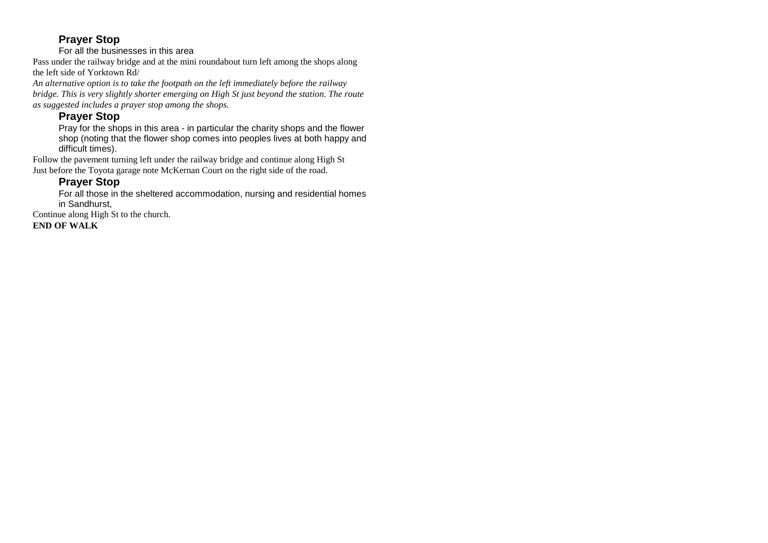### Prayer Stop

For all the businesses in this area

Pass under the railway bridge and at the mini roundabout turn left among the shops along the left side of Yorktown Rd/

*An alternative option is to take the footpath on the left immediately before the railway bridge. This is very slightly shorter emerging on High St just beyond the station. The route as suggested includes a prayer stop among the shops.*

### Prayer Stop

Pray for the shops in this area - in particular the charity shops and the flower shop (noting that the flower shop comes into peoples lives at both happy and difficult times).

Follow the pavement turning left under the railway bridge and continue along High St

Just before the Toyota garage note McKernan Court on the right side of the road.

### Prayer Stop

For all those in the sheltered accommodation, nursing and residential homes in Sandhurst,

Continue along High St to the church.

**END OF WALK**